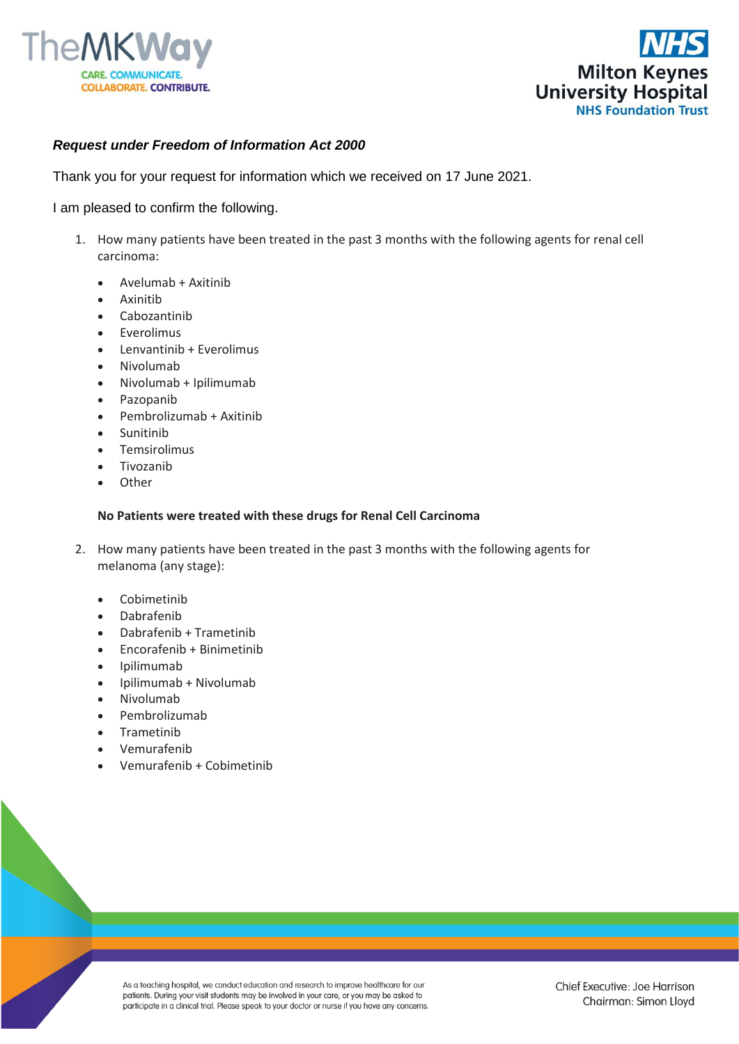***Request under Freedom of Information Act 2000***

Thank you for your request for information which we received on 17 June 2021.

I am pleased to confirm the following.

1. How many patients have been treated in the past 3 months with the following agents for renal cell carcinoma:

   - Avelumab + Axitinib
   - Axinitib
   - Cabozantinib
   - Everolimus
   - Lenvantinib + Everolimus
   - Nivolumab
   - Nivolumab + Ipilimumab
   - Pazopanib
   - Pembrolizumab + Axitinib
   - Sunitinib
   - Temsirolimus
   - Tivozanib
   - Other

   **No Patients were treated with these drugs for Renal Cell Carcinoma**

2. How many patients have been treated in the past 3 months with the following agents for melanoma (any stage):

   - Cobimetinib
   - Dabrafenib
   - Dabrafenib + Trametinib
   - Encorafenib + Binimetinib
   - Ipilimumab
   - Ipilimumab + Nivolumab
   - Nivolumab
   - Pembrolizumab
   - Trametinib
   - Vemurafenib
   - Vemurafenib + Cobimetinib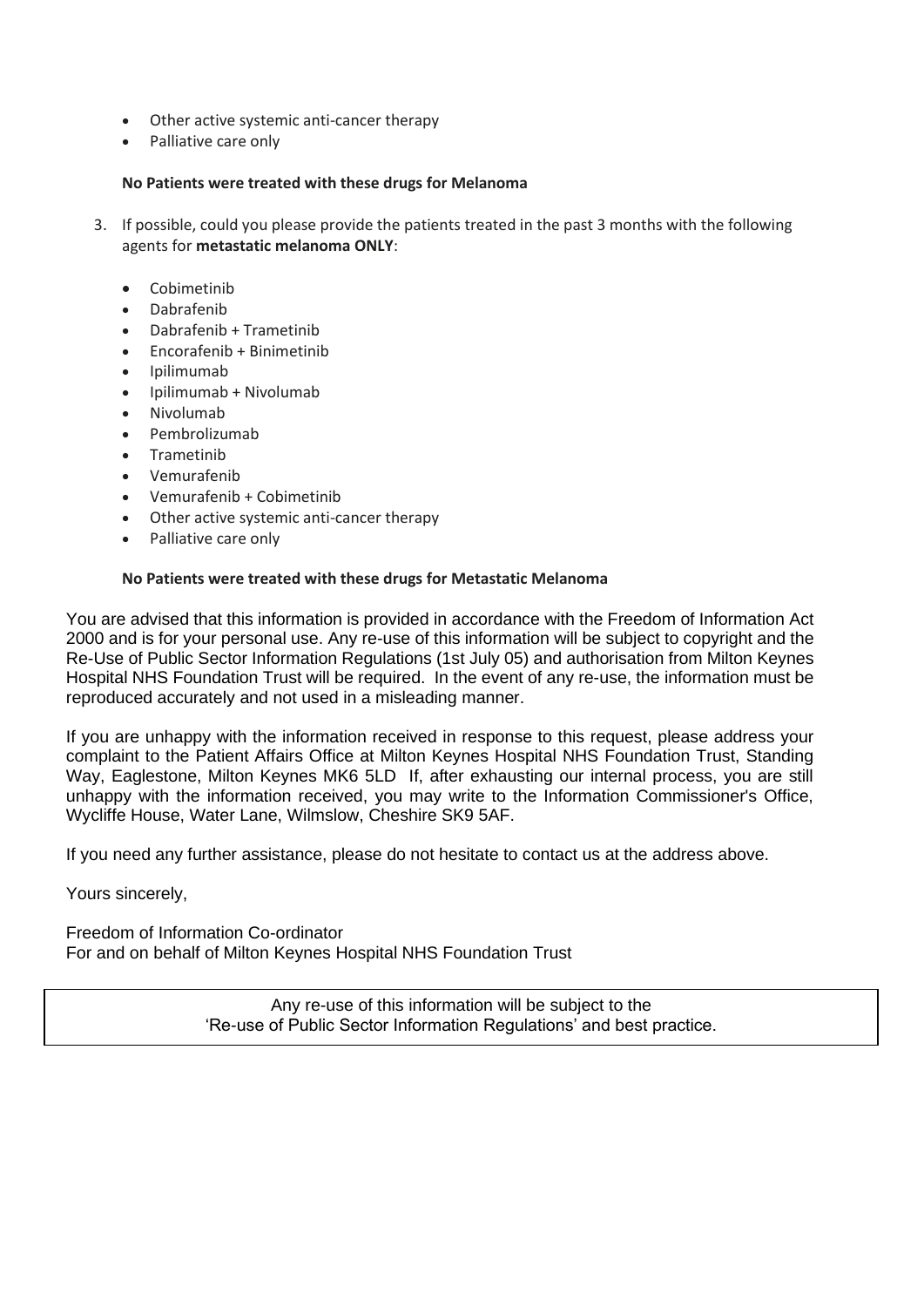- Other active systemic anti-cancer therapy
- Palliative care only

**No Patients were treated with these drugs for Melanoma**

3. If possible, could you please provide the patients treated in the past 3 months with the following agents for **metastatic melanoma ONLY**:

    - Cobimetinib
    - Dabrafenib
    - Dabrafenib + Trametinib
    - Encorafenib + Binimetinib
    - Ipilimumab
    - Ipilimumab + Nivolumab
    - Nivolumab
    - Pembrolizumab
    - Trametinib
    - Vemurafenib
    - Vemurafenib + Cobimetinib
    - Other active systemic anti-cancer therapy
    - Palliative care only

    **No Patients were treated with these drugs for Metastatic Melanoma**

You are advised that this information is provided in accordance with the Freedom of Information Act 2000 and is for your personal use. Any re-use of this information will be subject to copyright and the Re-Use of Public Sector Information Regulations (1st July 05) and authorisation from Milton Keynes Hospital NHS Foundation Trust will be required. In the event of any re-use, the information must be reproduced accurately and not used in a misleading manner.

If you are unhappy with the information received in response to this request, please address your complaint to the Patient Affairs Office at Milton Keynes Hospital NHS Foundation Trust, Standing Way, Eaglestone, Milton Keynes MK6 5LD If, after exhausting our internal process, you are still unhappy with the information received, you may write to the Information Commissioner's Office, Wycliffe House, Water Lane, Wilmslow, Cheshire SK9 5AF.

If you need any further assistance, please do not hesitate to contact us at the address above.

Yours sincerely,

Freedom of Information Co-ordinator
For and on behalf of Milton Keynes Hospital NHS Foundation Trust

Any re-use of this information will be subject to the 'Re-use of Public Sector Information Regulations' and best practice.